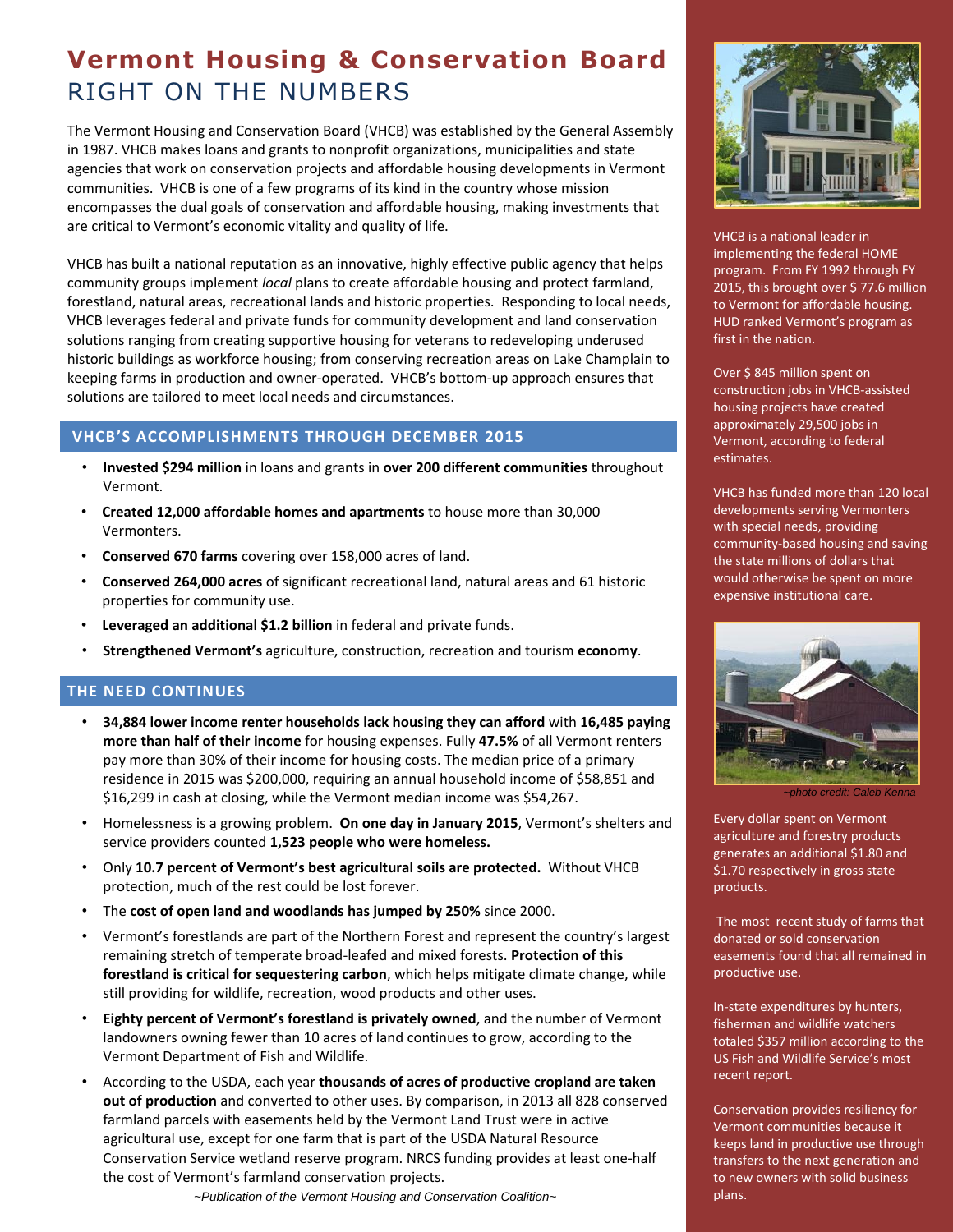# Vermont Housing & Conservation Board
## RIGHT ON THE NUMBERS

The Vermont Housing and Conservation Board (VHCB) was established by the General Assembly in 1987. VHCB makes loans and grants to nonprofit organizations, municipalities and state agencies that work on conservation projects and affordable housing developments in Vermont communities. VHCB is one of a few programs of its kind in the country whose mission encompasses the dual goals of conservation and affordable housing, making investments that are critical to Vermont's economic vitality and quality of life.

VHCB has built a national reputation as an innovative, highly effective public agency that helps community groups implement *local* plans to create affordable housing and protect farmland, forestland, natural areas, recreational lands and historic properties. Responding to local needs, VHCB leverages federal and private funds for community development and land conservation solutions ranging from creating supportive housing for veterans to redeveloping underused historic buildings as workforce housing; from conserving recreation areas on Lake Champlain to keeping farms in production and owner-operated. VHCB's bottom-up approach ensures that solutions are tailored to meet local needs and circumstances.

### VHCB'S ACCOMPLISHMENTS THROUGH DECEMBER 2015

- **Invested $294 million** in loans and grants in **over 200 different communities** throughout Vermont.
- **Created 12,000 affordable homes and apartments** to house more than 30,000 Vermonters.
- **Conserved 670 farms** covering over 158,000 acres of land.
- **Conserved 264,000 acres** of significant recreational land, natural areas and 61 historic properties for community use.
- **Leveraged an additional $1.2 billion** in federal and private funds.
- **Strengthened Vermont's** agriculture, construction, recreation and tourism **economy**.

### THE NEED CONTINUES

- **34,884 lower income renter households lack housing they can afford** with **16,485 paying more than half of their income** for housing expenses. Fully **47.5%** of all Vermont renters pay more than 30% of their income for housing costs. The median price of a primary residence in 2015 was $200,000, requiring an annual household income of $58,851 and $16,299 in cash at closing, while the Vermont median income was $54,267.
- Homelessness is a growing problem. **On one day in January 2015**, Vermont's shelters and service providers counted **1,523 people who were homeless.**
- Only **10.7 percent of Vermont's best agricultural soils are protected.** Without VHCB protection, much of the rest could be lost forever.
- The **cost of open land and woodlands has jumped by 250%** since 2000.
- Vermont's forestlands are part of the Northern Forest and represent the country's largest remaining stretch of temperate broad-leafed and mixed forests. **Protection of this forestland is critical for sequestering carbon**, which helps mitigate climate change, while still providing for wildlife, recreation, wood products and other uses.
- **Eighty percent of Vermont's forestland is privately owned**, and the number of Vermont landowners owning fewer than 10 acres of land continues to grow, according to the Vermont Department of Fish and Wildlife.
- According to the USDA, each year **thousands of acres of productive cropland are taken out of production** and converted to other uses. By comparison, in 2013 all 828 conserved farmland parcels with easements held by the Vermont Land Trust were in active agricultural use, except for one farm that is part of the USDA Natural Resource Conservation Service wetland reserve program. NRCS funding provides at least one-half the cost of Vermont's farmland conservation projects.

*~Publication of the Vermont Housing and Conservation Coalition~*

VHCB is a national leader in implementing the federal HOME program. From FY 1992 through FY 2015, this brought over $ 77.6 million to Vermont for affordable housing. HUD ranked Vermont's program as first in the nation.

Over $ 845 million spent on construction jobs in VHCB-assisted housing projects have created approximately 29,500 jobs in Vermont, according to federal estimates.

VHCB has funded more than 120 local developments serving Vermonters with special needs, providing community-based housing and saving the state millions of dollars that would otherwise be spent on more expensive institutional care.

*~photo credit: Caleb Kenna*

Every dollar spent on Vermont agriculture and forestry products generates an additional $1.80 and $1.70 respectively in gross state products.

The most recent study of farms that donated or sold conservation easements found that all remained in productive use.

In-state expenditures by hunters, fisherman and wildlife watchers totaled $357 million according to the US Fish and Wildlife Service's most recent report.

Conservation provides resiliency for Vermont communities because it keeps land in productive use through transfers to the next generation and to new owners with solid business plans.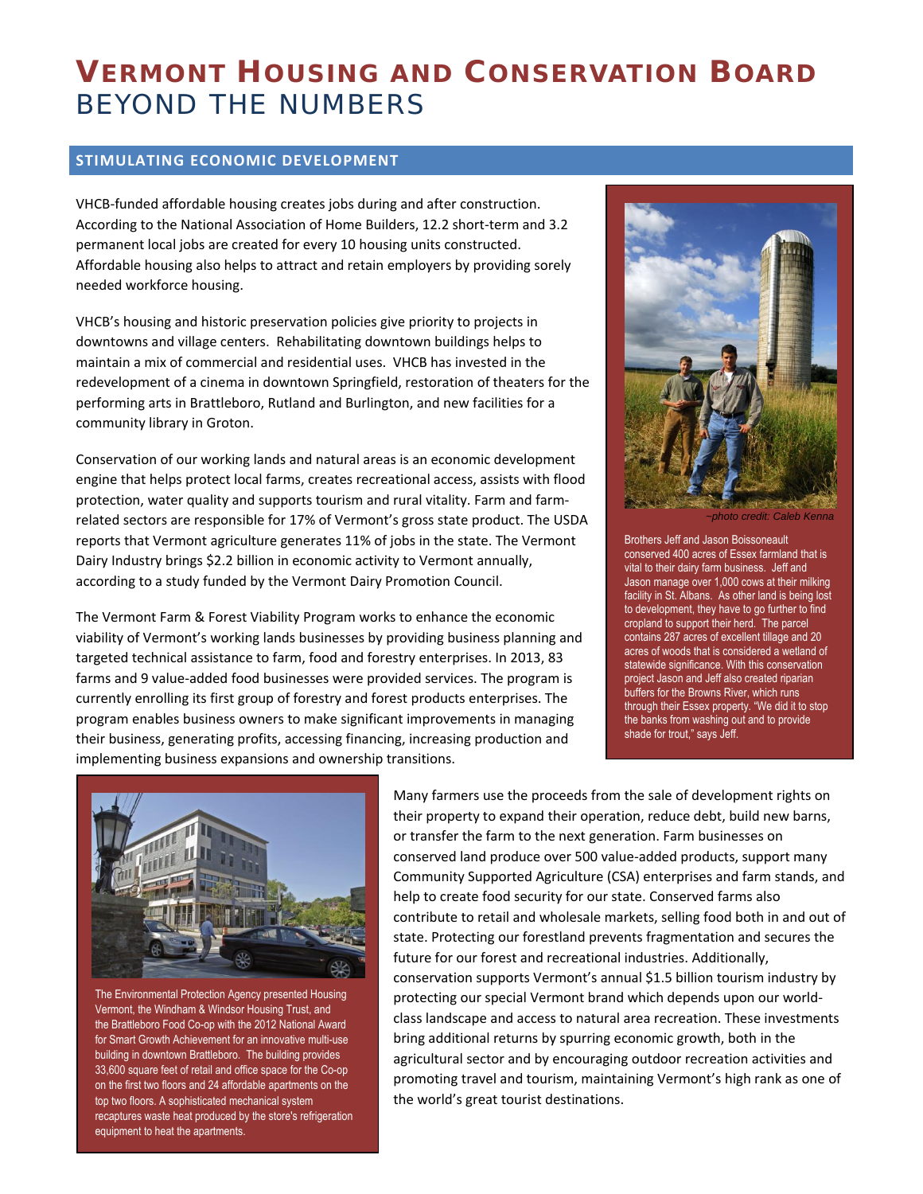# VERMONT HOUSING AND CONSERVATION BOARD
## BEYOND THE NUMBERS

### STIMULATING ECONOMIC DEVELOPMENT

VHCB-funded affordable housing creates jobs during and after construction. According to the National Association of Home Builders, 12.2 short-term and 3.2 permanent local jobs are created for every 10 housing units constructed. Affordable housing also helps to attract and retain employers by providing sorely needed workforce housing.

VHCB's housing and historic preservation policies give priority to projects in downtowns and village centers. Rehabilitating downtown buildings helps to maintain a mix of commercial and residential uses. VHCB has invested in the redevelopment of a cinema in downtown Springfield, restoration of theaters for the performing arts in Brattleboro, Rutland and Burlington, and new facilities for a community library in Groton.

Conservation of our working lands and natural areas is an economic development engine that helps protect local farms, creates recreational access, assists with flood protection, water quality and supports tourism and rural vitality. Farm and farm-related sectors are responsible for 17% of Vermont's gross state product. The USDA reports that Vermont agriculture generates 11% of jobs in the state. The Vermont Dairy Industry brings $2.2 billion in economic activity to Vermont annually, according to a study funded by the Vermont Dairy Promotion Council.

The Vermont Farm & Forest Viability Program works to enhance the economic viability of Vermont's working lands businesses by providing business planning and targeted technical assistance to farm, food and forestry enterprises. In 2013, 83 farms and 9 value-added food businesses were provided services. The program is currently enrolling its first group of forestry and forest products enterprises. The program enables business owners to make significant improvements in managing their business, generating profits, accessing financing, increasing production and implementing business expansions and ownership transitions.

*~photo credit: Caleb Kenna*

Brothers Jeff and Jason Boissoneault conserved 400 acres of Essex farmland that is vital to their dairy farm business. Jeff and Jason manage over 1,000 cows at their milking facility in St. Albans. As other land is being lost to development, they have to go further to find cropland to support their herd. The parcel contains 287 acres of excellent tillage and 20 acres of woods that is considered a wetland of statewide significance. With this conservation project Jason and Jeff also created riparian buffers for the Browns River, which runs through their Essex property. "We did it to stop the banks from washing out and to provide shade for trout," says Jeff.

Many farmers use the proceeds from the sale of development rights on their property to expand their operation, reduce debt, build new barns, or transfer the farm to the next generation. Farm businesses on conserved land produce over 500 value-added products, support many Community Supported Agriculture (CSA) enterprises and farm stands, and help to create food security for our state. Conserved farms also contribute to retail and wholesale markets, selling food both in and out of state. Protecting our forestland prevents fragmentation and secures the future for our forest and recreational industries. Additionally, conservation supports Vermont's annual $1.5 billion tourism industry by protecting our special Vermont brand which depends upon our world-class landscape and access to natural area recreation. These investments bring additional returns by spurring economic growth, both in the agricultural sector and by encouraging outdoor recreation activities and promoting travel and tourism, maintaining Vermont's high rank as one of the world's great tourist destinations.

The Environmental Protection Agency presented Housing Vermont, the Windham & Windsor Housing Trust, and the Brattleboro Food Co-op with the 2012 National Award for Smart Growth Achievement for an innovative multi-use building in downtown Brattleboro. The building provides 33,600 square feet of retail and office space for the Co-op on the first two floors and 24 affordable apartments on the top two floors. A sophisticated mechanical system recaptures waste heat produced by the store's refrigeration equipment to heat the apartments.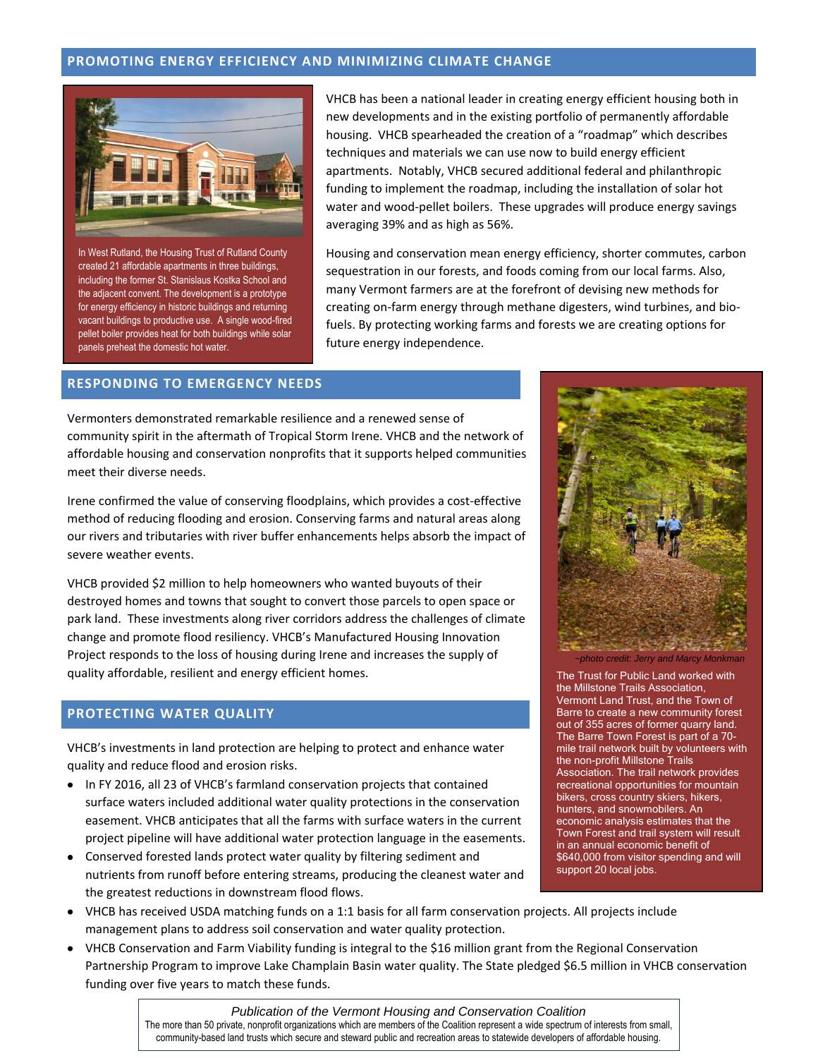## PROMOTING ENERGY EFFICIENCY AND MINIMIZING CLIMATE CHANGE

In West Rutland, the Housing Trust of Rutland County created 21 affordable apartments in three buildings, including the former St. Stanislaus Kostka School and the adjacent convent. The development is a prototype for energy efficiency in historic buildings and returning vacant buildings to productive use. A single wood-fired pellet boiler provides heat for both buildings while solar panels preheat the domestic hot water.

VHCB has been a national leader in creating energy efficient housing both in new developments and in the existing portfolio of permanently affordable housing. VHCB spearheaded the creation of a "roadmap" which describes techniques and materials we can use now to build energy efficient apartments. Notably, VHCB secured additional federal and philanthropic funding to implement the roadmap, including the installation of solar hot water and wood-pellet boilers. These upgrades will produce energy savings averaging 39% and as high as 56%.

Housing and conservation mean energy efficiency, shorter commutes, carbon sequestration in our forests, and foods coming from our local farms. Also, many Vermont farmers are at the forefront of devising new methods for creating on-farm energy through methane digesters, wind turbines, and bio-fuels. By protecting working farms and forests we are creating options for future energy independence.

## RESPONDING TO EMERGENCY NEEDS

Vermonters demonstrated remarkable resilience and a renewed sense of community spirit in the aftermath of Tropical Storm Irene. VHCB and the network of affordable housing and conservation nonprofits that it supports helped communities meet their diverse needs.

Irene confirmed the value of conserving floodplains, which provides a cost-effective method of reducing flooding and erosion. Conserving farms and natural areas along our rivers and tributaries with river buffer enhancements helps absorb the impact of severe weather events.

VHCB provided $2 million to help homeowners who wanted buyouts of their destroyed homes and towns that sought to convert those parcels to open space or park land. These investments along river corridors address the challenges of climate change and promote flood resiliency. VHCB's Manufactured Housing Innovation Project responds to the loss of housing during Irene and increases the supply of quality affordable, resilient and energy efficient homes.

*~photo credit: Jerry and Marcy Monkman*

The Trust for Public Land worked with the Millstone Trails Association, Vermont Land Trust, and the Town of Barre to create a new community forest out of 355 acres of former quarry land. The Barre Town Forest is part of a 70-mile trail network built by volunteers with the non-profit Millstone Trails Association. The trail network provides recreational opportunities for mountain bikers, cross country skiers, hikers, hunters, and snowmobilers. An economic analysis estimates that the Town Forest and trail system will result in an annual economic benefit of $640,000 from visitor spending and will support 20 local jobs.

## PROTECTING WATER QUALITY

VHCB's investments in land protection are helping to protect and enhance water quality and reduce flood and erosion risks.

- In FY 2016, all 23 of VHCB's farmland conservation projects that contained surface waters included additional water quality protections in the conservation easement. VHCB anticipates that all the farms with surface waters in the current project pipeline will have additional water protection language in the easements.
- Conserved forested lands protect water quality by filtering sediment and nutrients from runoff before entering streams, producing the cleanest water and the greatest reductions in downstream flood flows.
- VHCB has received USDA matching funds on a 1:1 basis for all farm conservation projects. All projects include management plans to address soil conservation and water quality protection.
- VHCB Conservation and Farm Viability funding is integral to the $16 million grant from the Regional Conservation Partnership Program to improve Lake Champlain Basin water quality. The State pledged $6.5 million in VHCB conservation funding over five years to match these funds.

*Publication of the Vermont Housing and Conservation Coalition*

The more than 50 private, nonprofit organizations which are members of the Coalition represent a wide spectrum of interests from small, community-based land trusts which secure and steward public and recreation areas to statewide developers of affordable housing.